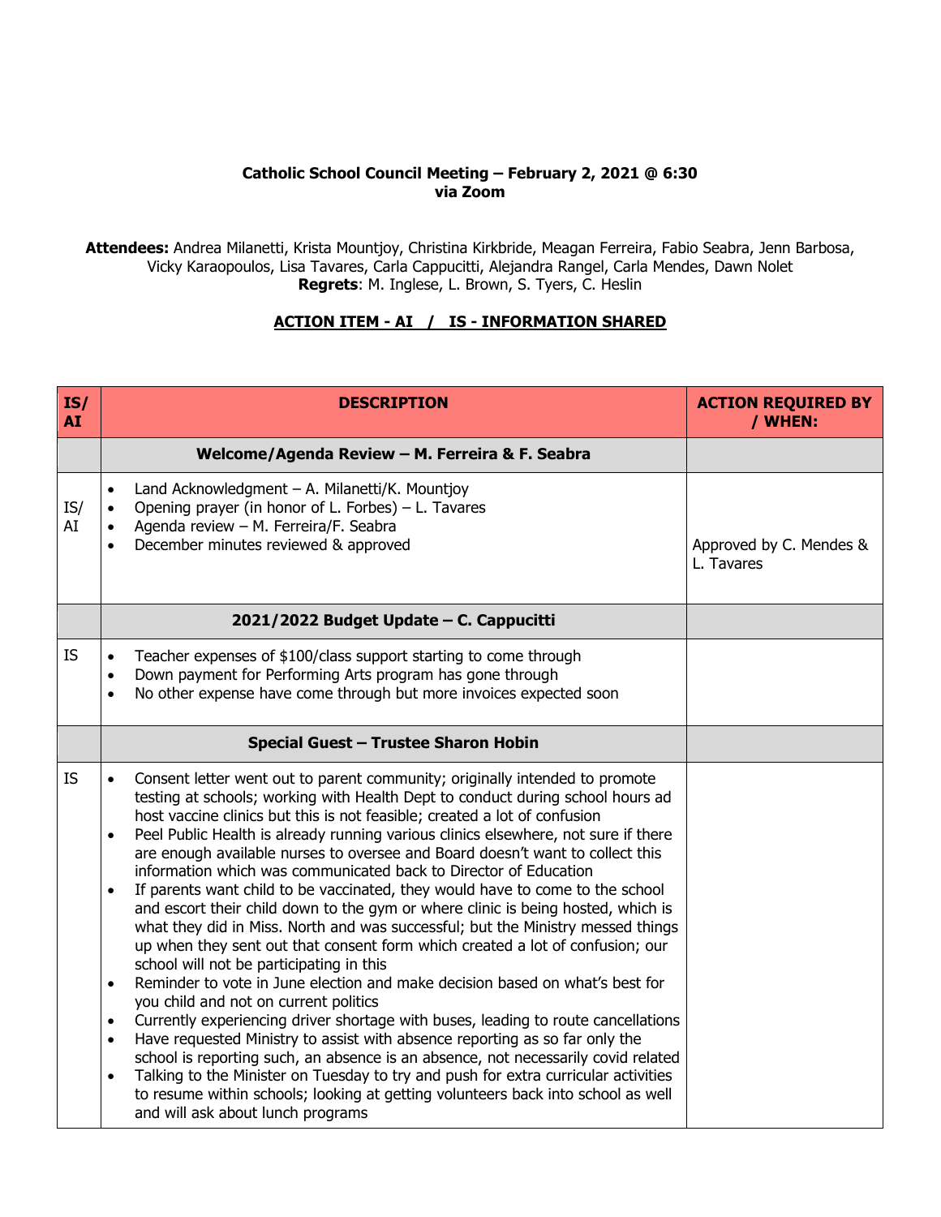**Catholic School Council Meeting – February 2, 2021 @ 6:30**
**via Zoom**

**Attendees:** Andrea Milanetti, Krista Mountjoy, Christina Kirkbride, Meagan Ferreira, Fabio Seabra, Jenn Barbosa, Vicky Karaopoulos, Lisa Tavares, Carla Cappucitti, Alejandra Rangel, Carla Mendes, Dawn Nolet
**Regrets**: M. Inglese, L. Brown, S. Tyers, C. Heslin

**ACTION ITEM - AI / IS - INFORMATION SHARED**

| IS/ AI | DESCRIPTION | ACTION REQUIRED BY / WHEN: |
|---|---|---|
| | **Welcome/Agenda Review – M. Ferreira & F. Seabra** | |
| IS/ AI | • Land Acknowledgment – A. Milanetti/K. Mountjoy<br>• Opening prayer (in honor of L. Forbes) – L. Tavares<br>• Agenda review – M. Ferreira/F. Seabra<br>• December minutes reviewed & approved | Approved by C. Mendes & L. Tavares |
| | **2021/2022 Budget Update – C. Cappucitti** | |
| IS | • Teacher expenses of $100/class support starting to come through<br>• Down payment for Performing Arts program has gone through<br>• No other expense have come through but more invoices expected soon | |
| | **Special Guest – Trustee Sharon Hobin** | |
| IS | • Consent letter went out to parent community; originally intended to promote testing at schools; working with Health Dept to conduct during school hours ad host vaccine clinics but this is not feasible; created a lot of confusion<br>• Peel Public Health is already running various clinics elsewhere, not sure if there are enough available nurses to oversee and Board doesn't want to collect this information which was communicated back to Director of Education<br>• If parents want child to be vaccinated, they would have to come to the school and escort their child down to the gym or where clinic is being hosted, which is what they did in Miss. North and was successful; but the Ministry messed things up when they sent out that consent form which created a lot of confusion; our school will not be participating in this<br>• Reminder to vote in June election and make decision based on what's best for you child and not on current politics<br>• Currently experiencing driver shortage with buses, leading to route cancellations<br>• Have requested Ministry to assist with absence reporting as so far only the school is reporting such, an absence is an absence, not necessarily covid related<br>• Talking to the Minister on Tuesday to try and push for extra curricular activities to resume within schools; looking at getting volunteers back into school as well and will ask about lunch programs | |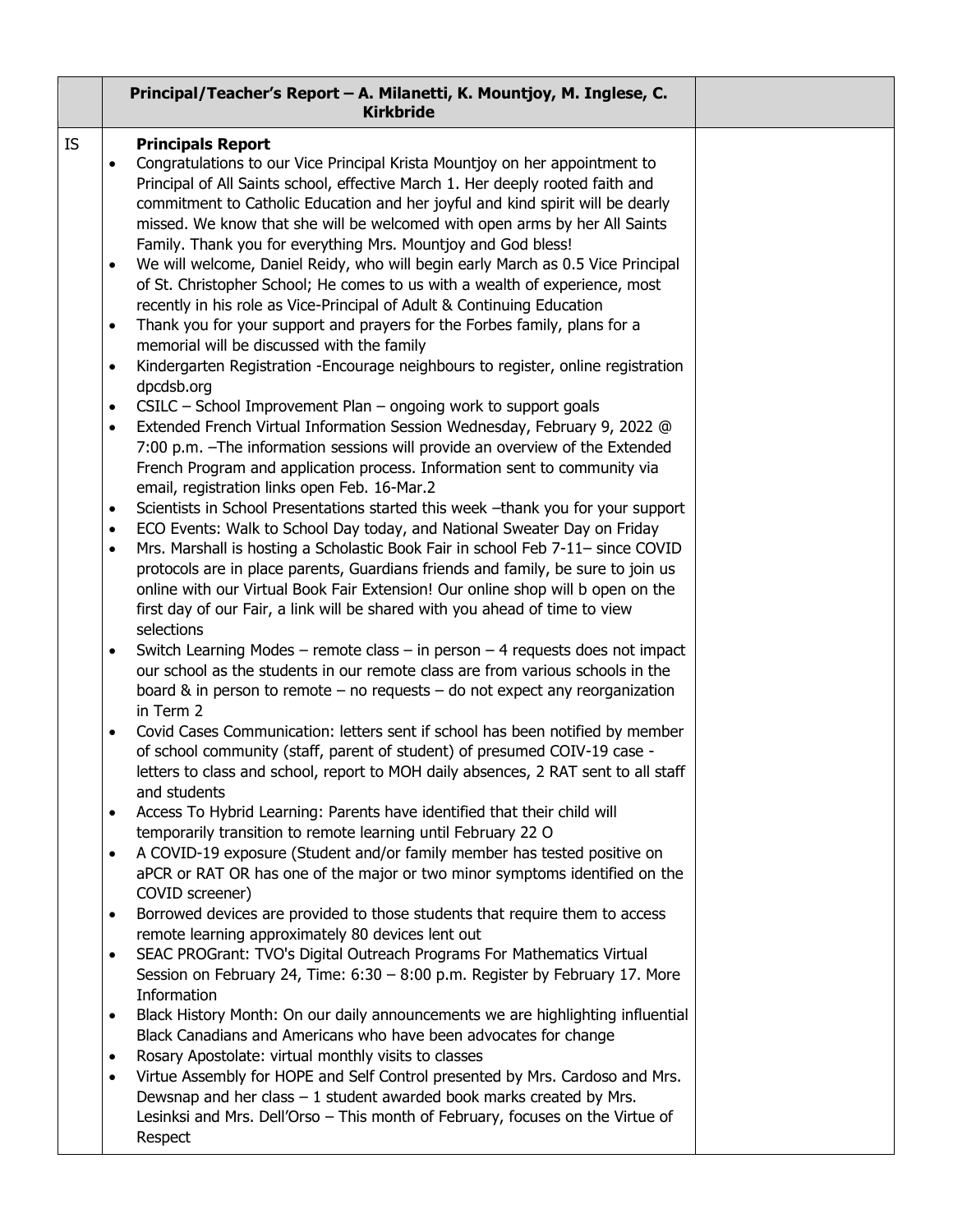|  | **Principal/Teacher's Report – A. Milanetti, K. Mountjoy, M. Inglese, C. Kirkbride** |  |
|---|---|---|
| IS | **Principals Report**<br>• Congratulations to our Vice Principal Krista Mountjoy on her appointment to Principal of All Saints school, effective March 1. Her deeply rooted faith and commitment to Catholic Education and her joyful and kind spirit will be dearly missed. We know that she will be welcomed with open arms by her All Saints Family. Thank you for everything Mrs. Mountjoy and God bless!<br>• We will welcome, Daniel Reidy, who will begin early March as 0.5 Vice Principal of St. Christopher School; He comes to us with a wealth of experience, most recently in his role as Vice-Principal of Adult & Continuing Education<br>• Thank you for your support and prayers for the Forbes family, plans for a memorial will be discussed with the family<br>• Kindergarten Registration -Encourage neighbours to register, online registration dpcdsb.org<br>• CSILC – School Improvement Plan – ongoing work to support goals<br>• Extended French Virtual Information Session Wednesday, February 9, 2022 @ 7:00 p.m. –The information sessions will provide an overview of the Extended French Program and application process. Information sent to community via email, registration links open Feb. 16-Mar.2<br>• Scientists in School Presentations started this week –thank you for your support<br>• ECO Events: Walk to School Day today, and National Sweater Day on Friday<br>• Mrs. Marshall is hosting a Scholastic Book Fair in school Feb 7-11– since COVID protocols are in place parents, Guardians friends and family, be sure to join us online with our Virtual Book Fair Extension! Our online shop will b open on the first day of our Fair, a link will be shared with you ahead of time to view selections<br>• Switch Learning Modes – remote class – in person – 4 requests does not impact our school as the students in our remote class are from various schools in the board & in person to remote – no requests – do not expect any reorganization in Term 2<br>• Covid Cases Communication: letters sent if school has been notified by member of school community (staff, parent of student) of presumed COIV-19 case - letters to class and school, report to MOH daily absences, 2 RAT sent to all staff and students<br>• Access To Hybrid Learning: Parents have identified that their child will temporarily transition to remote learning until February 22 O<br>• A COVID-19 exposure (Student and/or family member has tested positive on aPCR or RAT OR has one of the major or two minor symptoms identified on the COVID screener)<br>• Borrowed devices are provided to those students that require them to access remote learning approximately 80 devices lent out<br>• SEAC PROGrant: TVO's Digital Outreach Programs For Mathematics Virtual Session on February 24, Time: 6:30 – 8:00 p.m. Register by February 17. More Information<br>• Black History Month: On our daily announcements we are highlighting influential Black Canadians and Americans who have been advocates for change<br>• Rosary Apostolate: virtual monthly visits to classes<br>• Virtue Assembly for HOPE and Self Control presented by Mrs. Cardoso and Mrs. Dewsnap and her class – 1 student awarded book marks created by Mrs. Lesinksi and Mrs. Dell'Orso – This month of February, focuses on the Virtue of Respect |  |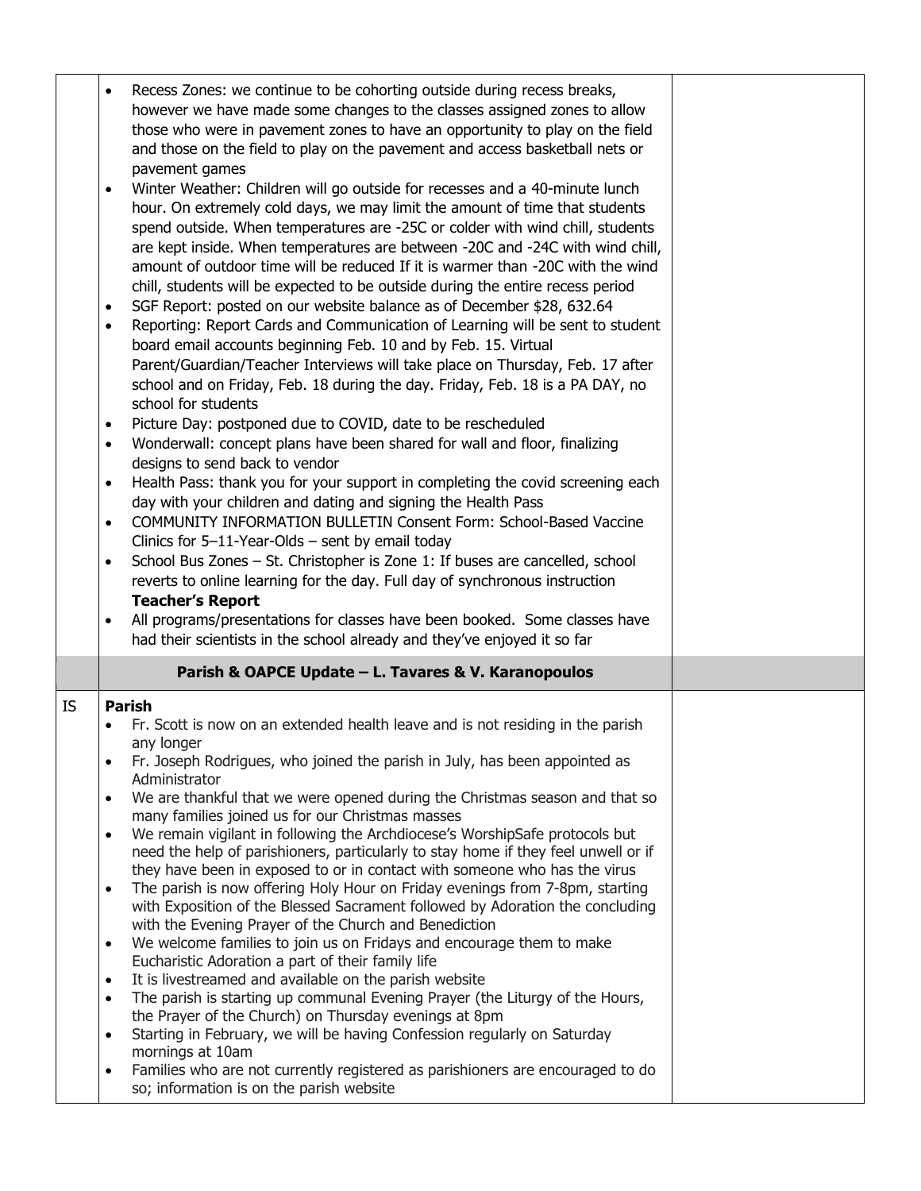| | | |
|---|---|---|
| | • Recess Zones: we continue to be cohorting outside during recess breaks, however we have made some changes to the classes assigned zones to allow those who were in pavement zones to have an opportunity to play on the field and those on the field to play on the pavement and access basketball nets or pavement games<br>• Winter Weather: Children will go outside for recesses and a 40-minute lunch hour. On extremely cold days, we may limit the amount of time that students spend outside. When temperatures are -25C or colder with wind chill, students are kept inside. When temperatures are between -20C and -24C with wind chill, amount of outdoor time will be reduced If it is warmer than -20C with the wind chill, students will be expected to be outside during the entire recess period<br>• SGF Report: posted on our website balance as of December $28, 632.64<br>• Reporting: Report Cards and Communication of Learning will be sent to student board email accounts beginning Feb. 10 and by Feb. 15. Virtual Parent/Guardian/Teacher Interviews will take place on Thursday, Feb. 17 after school and on Friday, Feb. 18 during the day. Friday, Feb. 18 is a PA DAY, no school for students<br>• Picture Day: postponed due to COVID, date to be rescheduled<br>• Wonderwall: concept plans have been shared for wall and floor, finalizing designs to send back to vendor<br>• Health Pass: thank you for your support in completing the covid screening each day with your children and dating and signing the Health Pass<br>• COMMUNITY INFORMATION BULLETIN Consent Form: School-Based Vaccine Clinics for 5–11-Year-Olds – sent by email today<br>• School Bus Zones – St. Christopher is Zone 1: If buses are cancelled, school reverts to online learning for the day. Full day of synchronous instruction<br>**Teacher's Report**<br>• All programs/presentations for classes have been booked. Some classes have had their scientists in the school already and they've enjoyed it so far | |
| | **Parish & OAPCE Update – L. Tavares & V. Karanopoulos** | |
| IS | **Parish**<br>• Fr. Scott is now on an extended health leave and is not residing in the parish any longer<br>• Fr. Joseph Rodrigues, who joined the parish in July, has been appointed as Administrator<br>• We are thankful that we were opened during the Christmas season and that so many families joined us for our Christmas masses<br>• We remain vigilant in following the Archdiocese's WorshipSafe protocols but need the help of parishioners, particularly to stay home if they feel unwell or if they have been in exposed to or in contact with someone who has the virus<br>• The parish is now offering Holy Hour on Friday evenings from 7-8pm, starting with Exposition of the Blessed Sacrament followed by Adoration the concluding with the Evening Prayer of the Church and Benediction<br>• We welcome families to join us on Fridays and encourage them to make Eucharistic Adoration a part of their family life<br>• It is livestreamed and available on the parish website<br>• The parish is starting up communal Evening Prayer (the Liturgy of the Hours, the Prayer of the Church) on Thursday evenings at 8pm<br>• Starting in February, we will be having Confession regularly on Saturday mornings at 10am<br>• Families who are not currently registered as parishioners are encouraged to do so; information is on the parish website | |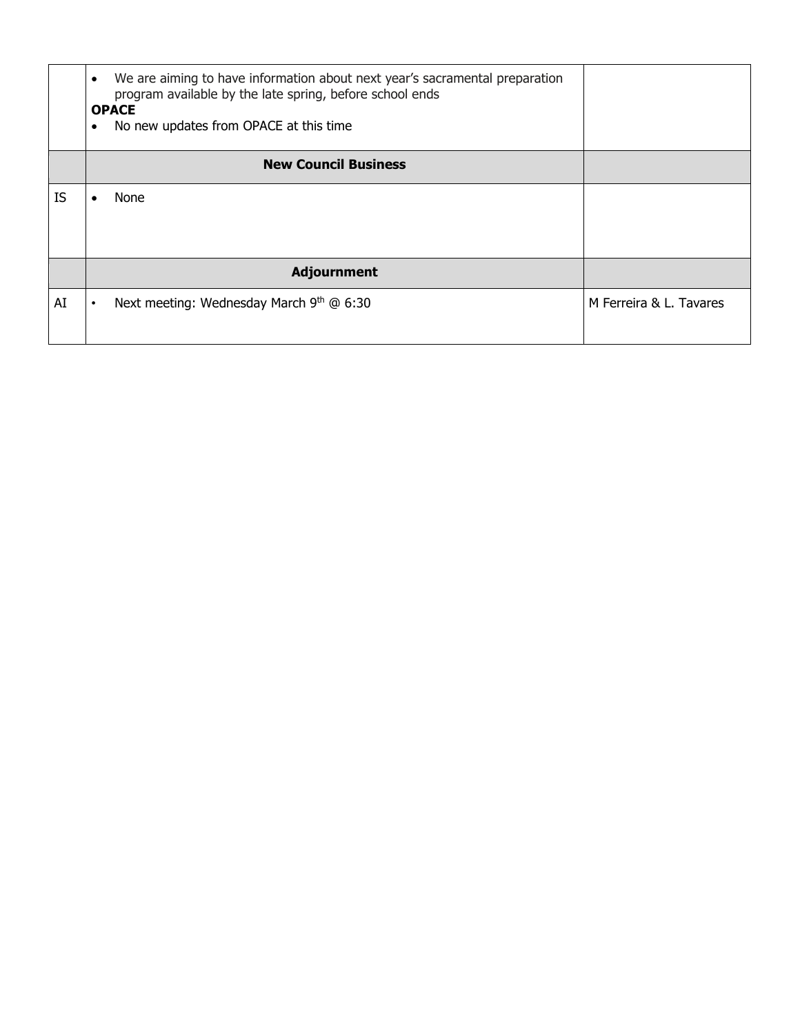| | | |
|---|---|---|
| | • We are aiming to have information about next year's sacramental preparation program available by the late spring, before school ends<br>**OPACE**<br>• No new updates from OPACE at this time | |
| | **New Council Business** | |
| IS | • None | |
| | **Adjournment** | |
| AI | • Next meeting: Wednesday March 9th @ 6:30 | M Ferreira & L. Tavares |